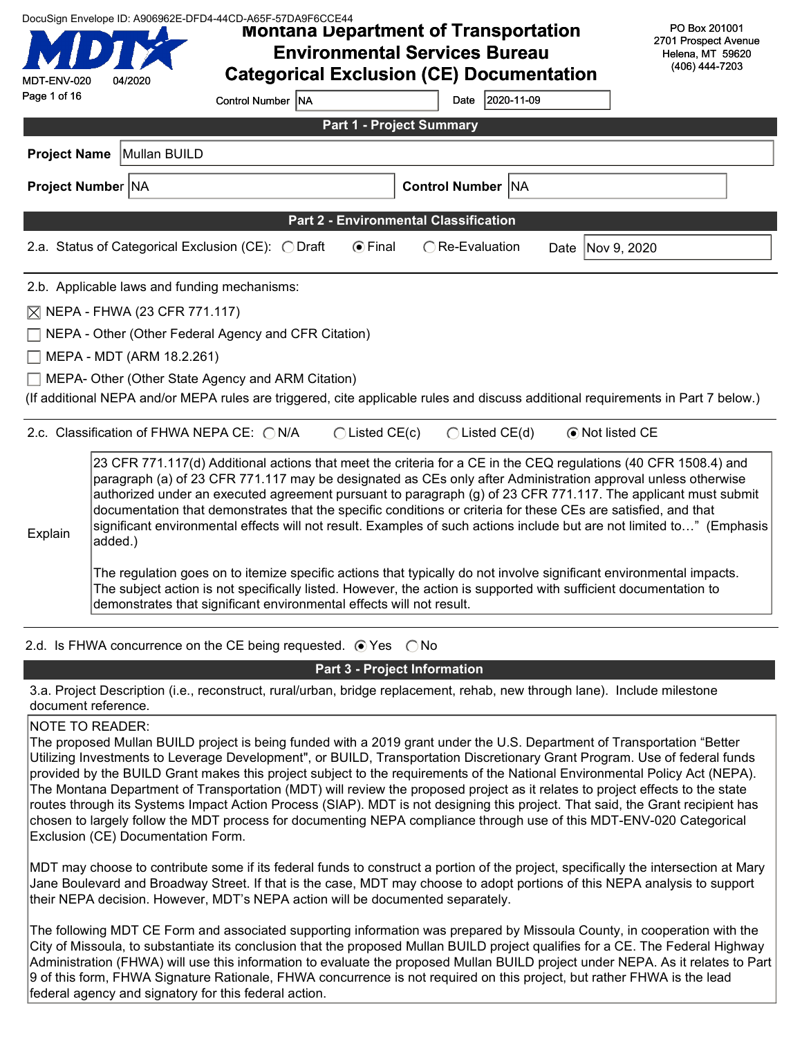DocuSign Envelope ID: A906962E-DFD4-44CD-A65F-57DA9F6CCE44

MDT-ENV-020 04/2020

# Montana Department of Transportation Environmental Services Bureau Categorical Exclusion (CE) Documentation

PO Box 201001
2701 Prospect Avenue
Helena, MT 59620
(406) 444-7203

Control Number: NA Date: 2020-11-09

## Part 1 - Project Summary

**Project Name:** Mullan BUILD

**Project Number:** NA **Control Number:** NA

## Part 2 - Environmental Classification

2.a. Status of Categorical Exclusion (CE): ○ Draft ◉ Final ○ Re-Evaluation Date: Nov 9, 2020

2.b. Applicable laws and funding mechanisms:

☒ NEPA - FHWA (23 CFR 771.117)

☐ NEPA - Other (Other Federal Agency and CFR Citation)

☐ MEPA - MDT (ARM 18.2.261)

☐ MEPA- Other (Other State Agency and ARM Citation)

(If additional NEPA and/or MEPA rules are triggered, cite applicable rules and discuss additional requirements in Part 7 below.)

2.c. Classification of FHWA NEPA CE: ○ N/A ○ Listed CE(c) ○ Listed CE(d) ◉ Not listed CE

Explain:

23 CFR 771.117(d) Additional actions that meet the criteria for a CE in the CEQ regulations (40 CFR 1508.4) and paragraph (a) of 23 CFR 771.117 may be designated as CEs only after Administration approval unless otherwise authorized under an executed agreement pursuant to paragraph (g) of 23 CFR 771.117. The applicant must submit documentation that demonstrates that the specific conditions or criteria for these CEs are satisfied, and that significant environmental effects will not result. Examples of such actions include but are not limited to…" (Emphasis added.)

The regulation goes on to itemize specific actions that typically do not involve significant environmental impacts. The subject action is not specifically listed. However, the action is supported with sufficient documentation to demonstrates that significant environmental effects will not result.

2.d. Is FHWA concurrence on the CE being requested. ◉ Yes ○ No

## Part 3 - Project Information

3.a. Project Description (i.e., reconstruct, rural/urban, bridge replacement, rehab, new through lane). Include milestone document reference.

NOTE TO READER:

The proposed Mullan BUILD project is being funded with a 2019 grant under the U.S. Department of Transportation "Better Utilizing Investments to Leverage Development", or BUILD, Transportation Discretionary Grant Program. Use of federal funds provided by the BUILD Grant makes this project subject to the requirements of the National Environmental Policy Act (NEPA). The Montana Department of Transportation (MDT) will review the proposed project as it relates to project effects to the state routes through its Systems Impact Action Process (SIAP). MDT is not designing this project. That said, the Grant recipient has chosen to largely follow the MDT process for documenting NEPA compliance through use of this MDT-ENV-020 Categorical Exclusion (CE) Documentation Form.

MDT may choose to contribute some if its federal funds to construct a portion of the project, specifically the intersection at Mary Jane Boulevard and Broadway Street. If that is the case, MDT may choose to adopt portions of this NEPA analysis to support their NEPA decision. However, MDT's NEPA action will be documented separately.

The following MDT CE Form and associated supporting information was prepared by Missoula County, in cooperation with the City of Missoula, to substantiate its conclusion that the proposed Mullan BUILD project qualifies for a CE. The Federal Highway Administration (FHWA) will use this information to evaluate the proposed Mullan BUILD project under NEPA. As it relates to Part 9 of this form, FHWA Signature Rationale, FHWA concurrence is not required on this project, but rather FHWA is the lead federal agency and signatory for this federal action.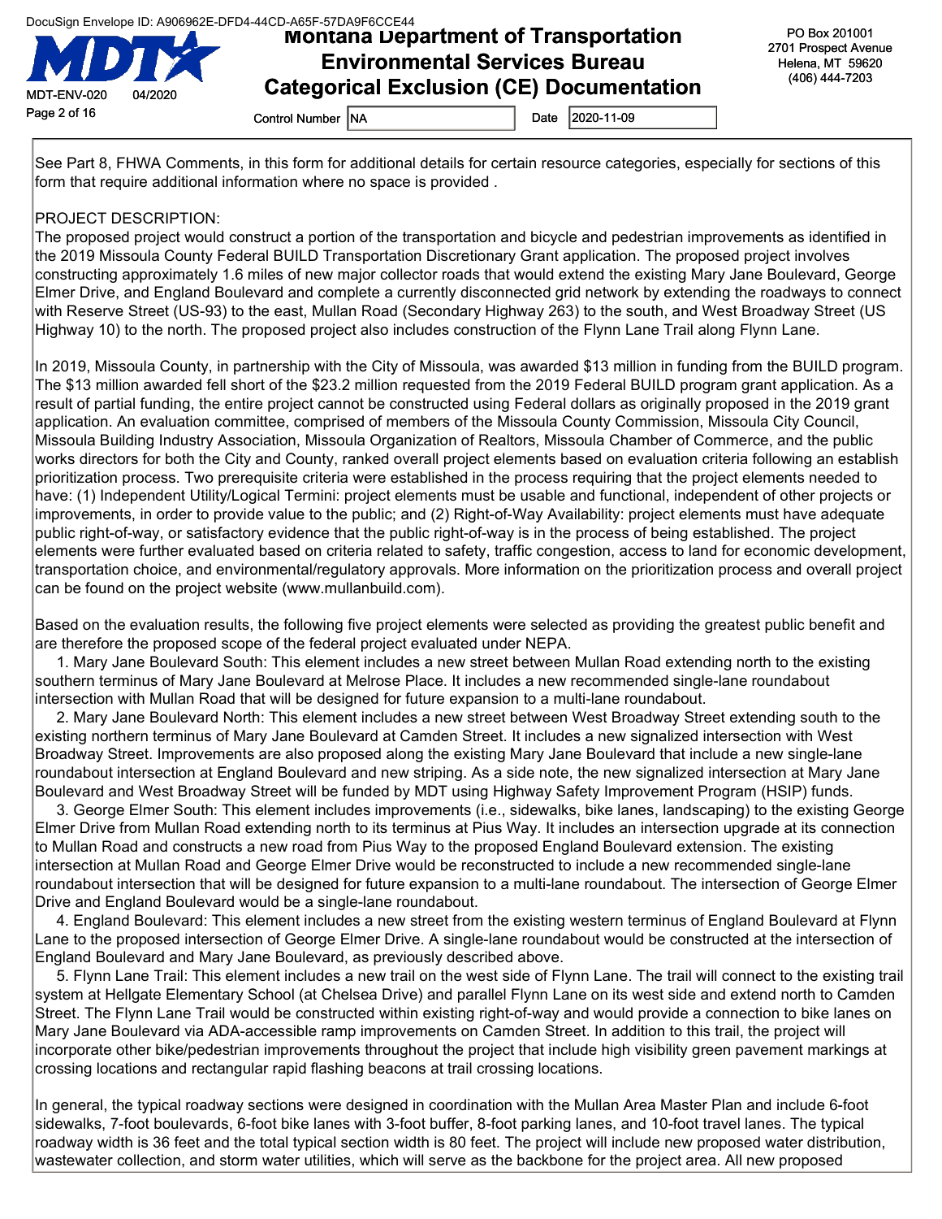See Part 8, FHWA Comments, in this form for additional details for certain resource categories, especially for sections of this form that require additional information where no space is provided .

PROJECT DESCRIPTION:
The proposed project would construct a portion of the transportation and bicycle and pedestrian improvements as identified in the 2019 Missoula County Federal BUILD Transportation Discretionary Grant application. The proposed project involves constructing approximately 1.6 miles of new major collector roads that would extend the existing Mary Jane Boulevard, George Elmer Drive, and England Boulevard and complete a currently disconnected grid network by extending the roadways to connect with Reserve Street (US-93) to the east, Mullan Road (Secondary Highway 263) to the south, and West Broadway Street (US Highway 10) to the north. The proposed project also includes construction of the Flynn Lane Trail along Flynn Lane.

In 2019, Missoula County, in partnership with the City of Missoula, was awarded $13 million in funding from the BUILD program. The $13 million awarded fell short of the $23.2 million requested from the 2019 Federal BUILD program grant application. As a result of partial funding, the entire project cannot be constructed using Federal dollars as originally proposed in the 2019 grant application. An evaluation committee, comprised of members of the Missoula County Commission, Missoula City Council, Missoula Building Industry Association, Missoula Organization of Realtors, Missoula Chamber of Commerce, and the public works directors for both the City and County, ranked overall project elements based on evaluation criteria following an establish prioritization process. Two prerequisite criteria were established in the process requiring that the project elements needed to have: (1) Independent Utility/Logical Termini: project elements must be usable and functional, independent of other projects or improvements, in order to provide value to the public; and (2) Right-of-Way Availability: project elements must have adequate public right-of-way, or satisfactory evidence that the public right-of-way is in the process of being established. The project elements were further evaluated based on criteria related to safety, traffic congestion, access to land for economic development, transportation choice, and environmental/regulatory approvals. More information on the prioritization process and overall project can be found on the project website (www.mullanbuild.com).

Based on the evaluation results, the following five project elements were selected as providing the greatest public benefit and are therefore the proposed scope of the federal project evaluated under NEPA.

1. Mary Jane Boulevard South: This element includes a new street between Mullan Road extending north to the existing southern terminus of Mary Jane Boulevard at Melrose Place. It includes a new recommended single-lane roundabout intersection with Mullan Road that will be designed for future expansion to a multi-lane roundabout.
2. Mary Jane Boulevard North: This element includes a new street between West Broadway Street extending south to the existing northern terminus of Mary Jane Boulevard at Camden Street. It includes a new signalized intersection with West Broadway Street. Improvements are also proposed along the existing Mary Jane Boulevard that include a new single-lane roundabout intersection at England Boulevard and new striping. As a side note, the new signalized intersection at Mary Jane Boulevard and West Broadway Street will be funded by MDT using Highway Safety Improvement Program (HSIP) funds.
3. George Elmer South: This element includes improvements (i.e., sidewalks, bike lanes, landscaping) to the existing George Elmer Drive from Mullan Road extending north to its terminus at Pius Way. It includes an intersection upgrade at its connection to Mullan Road and constructs a new road from Pius Way to the proposed England Boulevard extension. The existing intersection at Mullan Road and George Elmer Drive would be reconstructed to include a new recommended single-lane roundabout intersection that will be designed for future expansion to a multi-lane roundabout. The intersection of George Elmer Drive and England Boulevard would be a single-lane roundabout.
4. England Boulevard: This element includes a new street from the existing western terminus of England Boulevard at Flynn Lane to the proposed intersection of George Elmer Drive. A single-lane roundabout would be constructed at the intersection of England Boulevard and Mary Jane Boulevard, as previously described above.
5. Flynn Lane Trail: This element includes a new trail on the west side of Flynn Lane. The trail will connect to the existing trail system at Hellgate Elementary School (at Chelsea Drive) and parallel Flynn Lane on its west side and extend north to Camden Street. The Flynn Lane Trail would be constructed within existing right-of-way and would provide a connection to bike lanes on Mary Jane Boulevard via ADA-accessible ramp improvements on Camden Street. In addition to this trail, the project will incorporate other bike/pedestrian improvements throughout the project that include high visibility green pavement markings at crossing locations and rectangular rapid flashing beacons at trail crossing locations.

In general, the typical roadway sections were designed in coordination with the Mullan Area Master Plan and include 6-foot sidewalks, 7-foot boulevards, 6-foot bike lanes with 3-foot buffer, 8-foot parking lanes, and 10-foot travel lanes. The typical roadway width is 36 feet and the total typical section width is 80 feet. The project will include new proposed water distribution, wastewater collection, and storm water utilities, which will serve as the backbone for the project area. All new proposed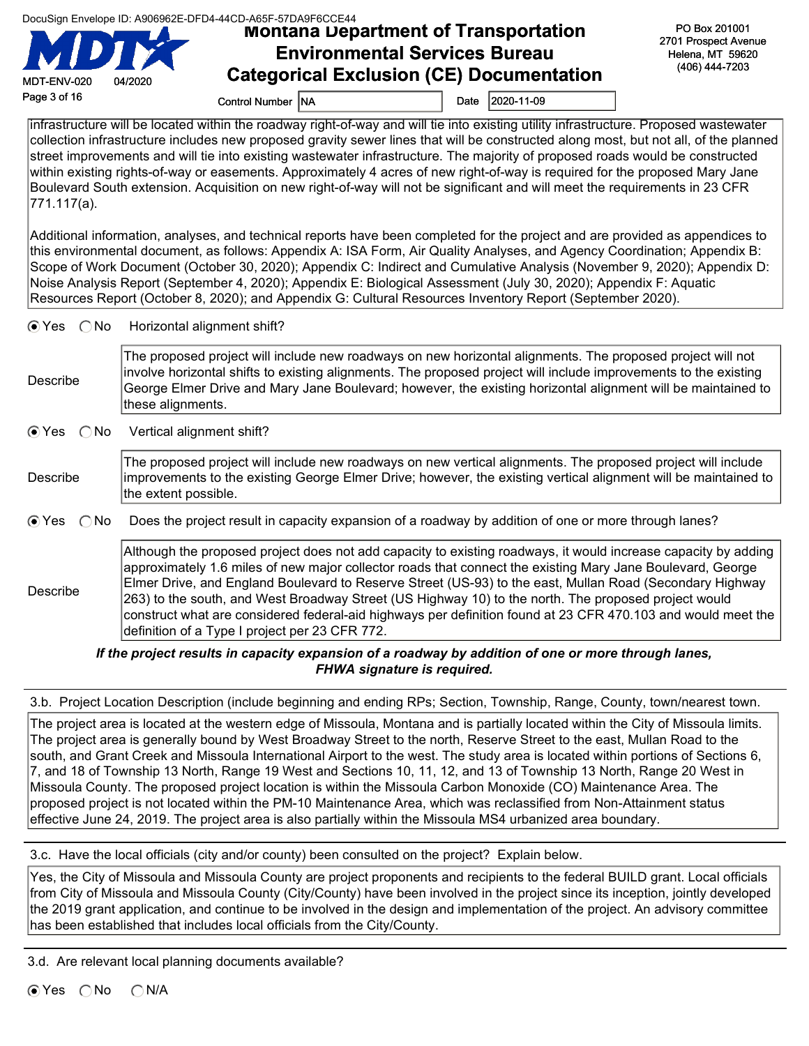infrastructure will be located within the roadway right-of-way and will tie into existing utility infrastructure. Proposed wastewater collection infrastructure includes new proposed gravity sewer lines that will be constructed along most, but not all, of the planned street improvements and will tie into existing wastewater infrastructure. The majority of proposed roads would be constructed within existing rights-of-way or easements. Approximately 4 acres of new right-of-way is required for the proposed Mary Jane Boulevard South extension. Acquisition on new right-of-way will not be significant and will meet the requirements in 23 CFR 771.117(a).

Additional information, analyses, and technical reports have been completed for the project and are provided as appendices to this environmental document, as follows: Appendix A: ISA Form, Air Quality Analyses, and Agency Coordination; Appendix B: Scope of Work Document (October 30, 2020); Appendix C: Indirect and Cumulative Analysis (November 9, 2020); Appendix D: Noise Analysis Report (September 4, 2020); Appendix E: Biological Assessment (July 30, 2020); Appendix F: Aquatic Resources Report (October 8, 2020); and Appendix G: Cultural Resources Inventory Report (September 2020).

◉ Yes ◯ No Horizontal alignment shift?

Describe: The proposed project will include new roadways on new horizontal alignments. The proposed project will not involve horizontal shifts to existing alignments. The proposed project will include improvements to the existing George Elmer Drive and Mary Jane Boulevard; however, the existing horizontal alignment will be maintained to these alignments.

◉ Yes ◯ No Vertical alignment shift?

Describe: The proposed project will include new roadways on new vertical alignments. The proposed project will include improvements to the existing George Elmer Drive; however, the existing vertical alignment will be maintained to the extent possible.

◉ Yes ◯ No Does the project result in capacity expansion of a roadway by addition of one or more through lanes?

Describe: Although the proposed project does not add capacity to existing roadways, it would increase capacity by adding approximately 1.6 miles of new major collector roads that connect the existing Mary Jane Boulevard, George Elmer Drive, and England Boulevard to Reserve Street (US-93) to the east, Mullan Road (Secondary Highway 263) to the south, and West Broadway Street (US Highway 10) to the north. The proposed project would construct what are considered federal-aid highways per definition found at 23 CFR 470.103 and would meet the definition of a Type I project per 23 CFR 772.

***If the project results in capacity expansion of a roadway by addition of one or more through lanes, FHWA signature is required.***

3.b. Project Location Description (include beginning and ending RPs; Section, Township, Range, County, town/nearest town.

The project area is located at the western edge of Missoula, Montana and is partially located within the City of Missoula limits. The project area is generally bound by West Broadway Street to the north, Reserve Street to the east, Mullan Road to the south, and Grant Creek and Missoula International Airport to the west. The study area is located within portions of Sections 6, 7, and 18 of Township 13 North, Range 19 West and Sections 10, 11, 12, and 13 of Township 13 North, Range 20 West in Missoula County. The proposed project location is within the Missoula Carbon Monoxide (CO) Maintenance Area. The proposed project is not located within the PM-10 Maintenance Area, which was reclassified from Non-Attainment status effective June 24, 2019. The project area is also partially within the Missoula MS4 urbanized area boundary.

3.c. Have the local officials (city and/or county) been consulted on the project? Explain below.

Yes, the City of Missoula and Missoula County are project proponents and recipients to the federal BUILD grant. Local officials from City of Missoula and Missoula County (City/County) have been involved in the project since its inception, jointly developed the 2019 grant application, and continue to be involved in the design and implementation of the project. An advisory committee has been established that includes local officials from the City/County.

3.d. Are relevant local planning documents available?

◉ Yes ◯ No ◯ N/A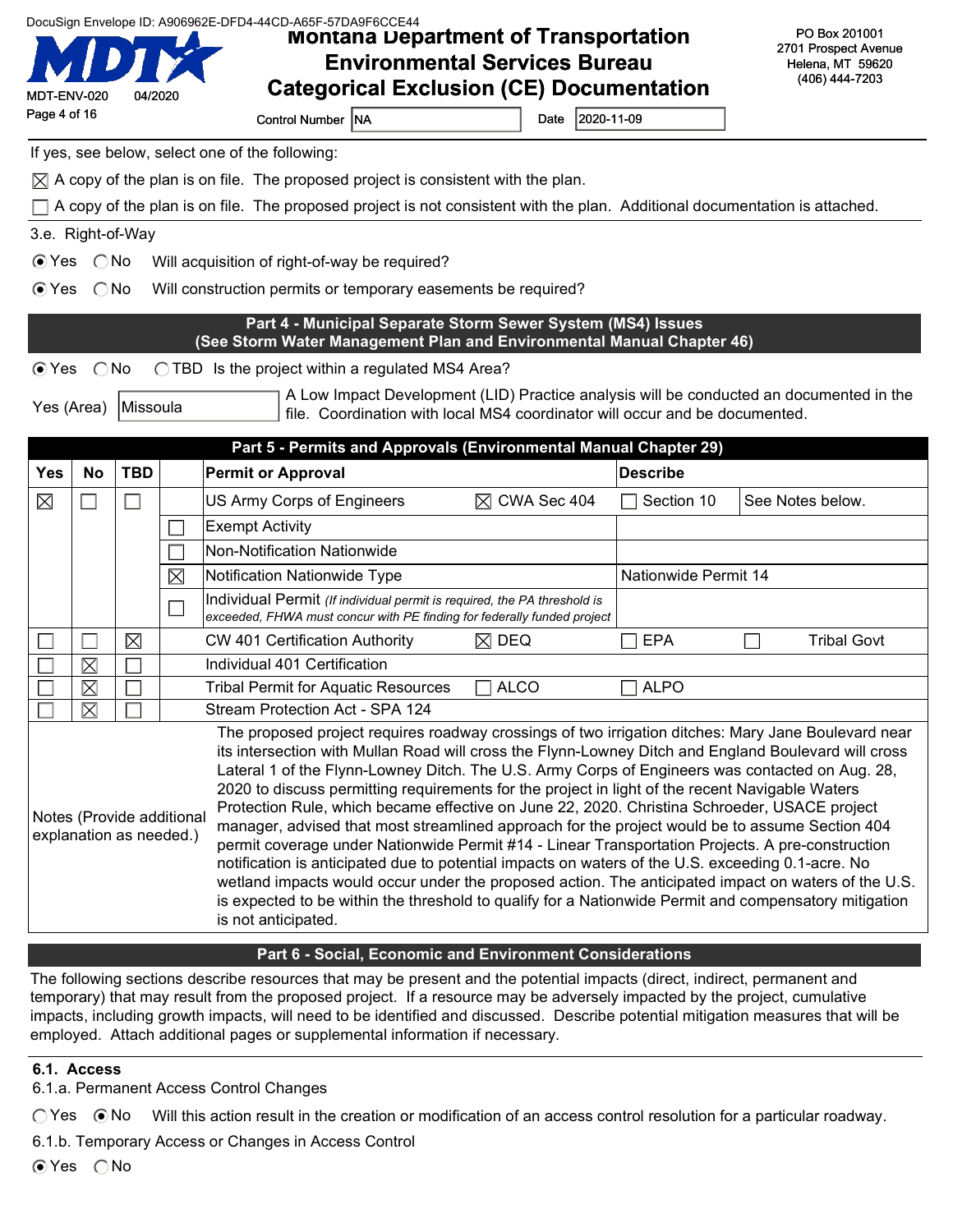If yes, see below, select one of the following:

☒ A copy of the plan is on file. The proposed project is consistent with the plan.

☐ A copy of the plan is on file. The proposed project is not consistent with the plan. Additional documentation is attached.

3.e. Right-of-Way

◉ Yes ○ No Will acquisition of right-of-way be required?

◉ Yes ○ No Will construction permits or temporary easements be required?

## Part 4 - Municipal Separate Storm Sewer System (MS4) Issues
## (See Storm Water Management Plan and Environmental Manual Chapter 46)

◉ Yes ○ No ○ TBD Is the project within a regulated MS4 Area?

Yes (Area) Missoula

A Low Impact Development (LID) Practice analysis will be conducted an documented in the file. Coordination with local MS4 coordinator will occur and be documented.

## Part 5 - Permits and Approvals (Environmental Manual Chapter 29)

| Yes | No | TBD | | Permit or Approval | Describe |
|---|---|---|---|---|---|
| ☒ | ☐ | ☐ | | US Army Corps of Engineers ☒ CWA Sec 404 | ☐ Section 10 See Notes below. |
| | | | ☐ | Exempt Activity | |
| | | | ☐ | Non-Notification Nationwide | |
| | | | ☒ | Notification Nationwide Type | Nationwide Permit 14 |
| | | | ☐ | Individual Permit *(If individual permit is required, the PA threshold is exceeded, FHWA must concur with PE finding for federally funded project* | |
| ☐ | ☐ | ☒ | | CW 401 Certification Authority ☒ DEQ | ☐ EPA ☐ Tribal Govt |
| ☐ | ☒ | ☐ | | Individual 401 Certification | |
| ☐ | ☒ | ☐ | | Tribal Permit for Aquatic Resources ☐ ALCO | ☐ ALPO |
| ☐ | ☒ | ☐ | | Stream Protection Act - SPA 124 | |

Notes (Provide additional explanation as needed.)

The proposed project requires roadway crossings of two irrigation ditches: Mary Jane Boulevard near its intersection with Mullan Road will cross the Flynn-Lowney Ditch and England Boulevard will cross Lateral 1 of the Flynn-Lowney Ditch. The U.S. Army Corps of Engineers was contacted on Aug. 28, 2020 to discuss permitting requirements for the project in light of the recent Navigable Waters Protection Rule, which became effective on June 22, 2020. Christina Schroeder, USACE project manager, advised that most streamlined approach for the project would be to assume Section 404 permit coverage under Nationwide Permit #14 - Linear Transportation Projects. A pre-construction notification is anticipated due to potential impacts on waters of the U.S. exceeding 0.1-acre. No wetland impacts would occur under the proposed action. The anticipated impact on waters of the U.S. is expected to be within the threshold to qualify for a Nationwide Permit and compensatory mitigation is not anticipated.

## Part 6 - Social, Economic and Environment Considerations

The following sections describe resources that may be present and the potential impacts (direct, indirect, permanent and temporary) that may result from the proposed project. If a resource may be adversely impacted by the project, cumulative impacts, including growth impacts, will need to be identified and discussed. Describe potential mitigation measures that will be employed. Attach additional pages or supplemental information if necessary.

### 6.1. Access

6.1.a. Permanent Access Control Changes

○ Yes ◉ No Will this action result in the creation or modification of an access control resolution for a particular roadway.

6.1.b. Temporary Access or Changes in Access Control

◉ Yes ○ No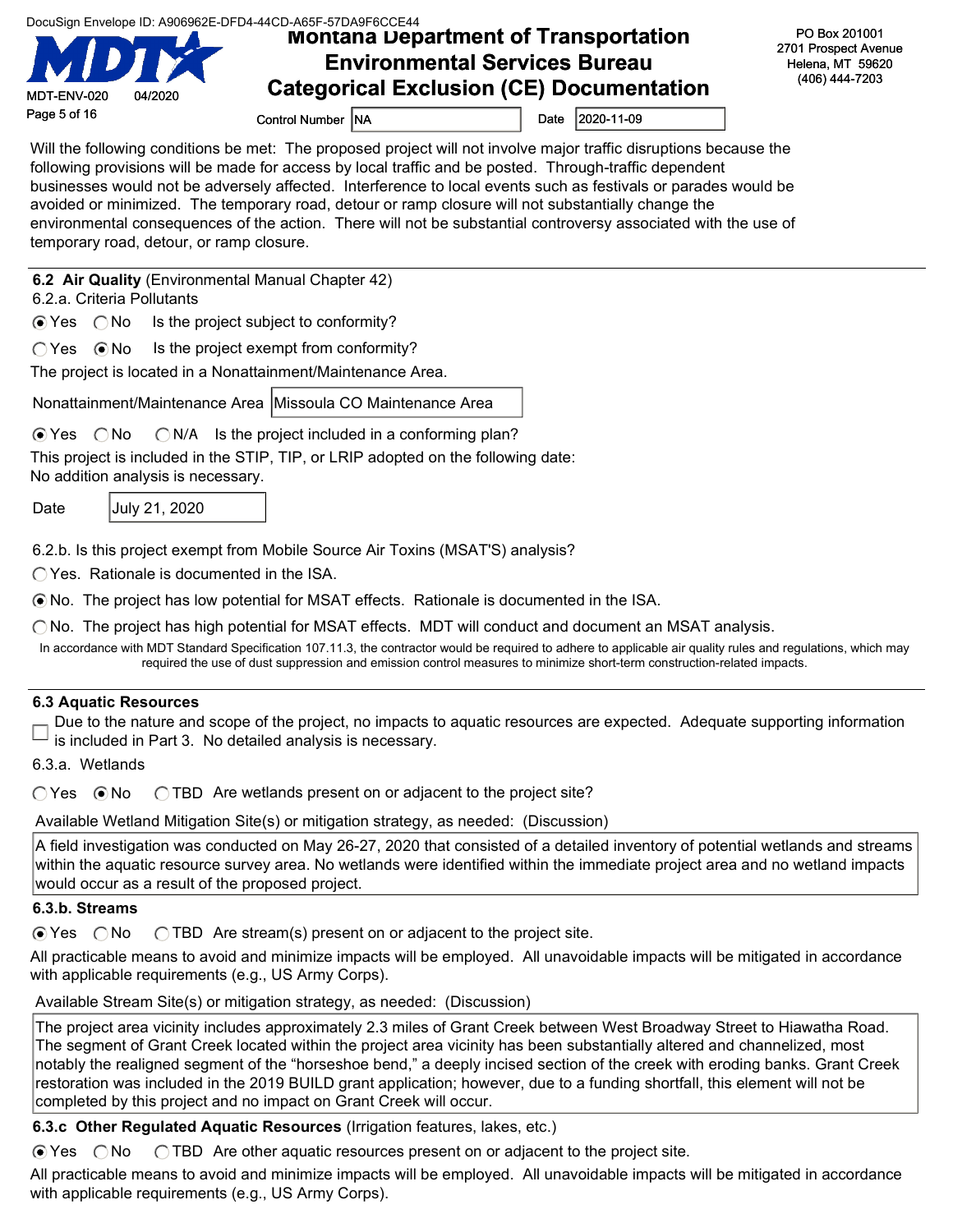Control Number: NA    Date: 2020-11-09

Will the following conditions be met: The proposed project will not involve major traffic disruptions because the following provisions will be made for access by local traffic and be posted. Through-traffic dependent businesses would not be adversely affected. Interference to local events such as festivals or parades would be avoided or minimized. The temporary road, detour or ramp closure will not substantially change the environmental consequences of the action. There will not be substantial controversy associated with the use of temporary road, detour, or ramp closure.

## 6.2 Air Quality (Environmental Manual Chapter 42)

6.2.a. Criteria Pollutants

(●) Yes ( ) No — Is the project subject to conformity?

( ) Yes (●) No — Is the project exempt from conformity?

The project is located in a Nonattainment/Maintenance Area.

Nonattainment/Maintenance Area: Missoula CO Maintenance Area

(●) Yes ( ) No ( ) N/A — Is the project included in a conforming plan?

This project is included in the STIP, TIP, or LRIP adopted on the following date:
No addition analysis is necessary.

Date: July 21, 2020

6.2.b. Is this project exempt from Mobile Source Air Toxins (MSAT'S) analysis?

( ) Yes. Rationale is documented in the ISA.

(●) No. The project has low potential for MSAT effects. Rationale is documented in the ISA.

( ) No. The project has high potential for MSAT effects. MDT will conduct and document an MSAT analysis.

In accordance with MDT Standard Specification 107.11.3, the contractor would be required to adhere to applicable air quality rules and regulations, which may required the use of dust suppression and emission control measures to minimize short-term construction-related impacts.

## 6.3 Aquatic Resources

[ ] Due to the nature and scope of the project, no impacts to aquatic resources are expected. Adequate supporting information is included in Part 3. No detailed analysis is necessary.

6.3.a. Wetlands

( ) Yes (●) No ( ) TBD — Are wetlands present on or adjacent to the project site?

Available Wetland Mitigation Site(s) or mitigation strategy, as needed: (Discussion)

A field investigation was conducted on May 26-27, 2020 that consisted of a detailed inventory of potential wetlands and streams within the aquatic resource survey area. No wetlands were identified within the immediate project area and no wetland impacts would occur as a result of the proposed project.

### 6.3.b. Streams

(●) Yes ( ) No ( ) TBD — Are stream(s) present on or adjacent to the project site.

All practicable means to avoid and minimize impacts will be employed. All unavoidable impacts will be mitigated in accordance with applicable requirements (e.g., US Army Corps).

Available Stream Site(s) or mitigation strategy, as needed: (Discussion)

The project area vicinity includes approximately 2.3 miles of Grant Creek between West Broadway Street to Hiawatha Road. The segment of Grant Creek located within the project area vicinity has been substantially altered and channelized, most notably the realigned segment of the "horseshoe bend," a deeply incised section of the creek with eroding banks. Grant Creek restoration was included in the 2019 BUILD grant application; however, due to a funding shortfall, this element will not be completed by this project and no impact on Grant Creek will occur.

### 6.3.c Other Regulated Aquatic Resources (Irrigation features, lakes, etc.)

(●) Yes ( ) No ( ) TBD — Are other aquatic resources present on or adjacent to the project site.

All practicable means to avoid and minimize impacts will be employed. All unavoidable impacts will be mitigated in accordance with applicable requirements (e.g., US Army Corps).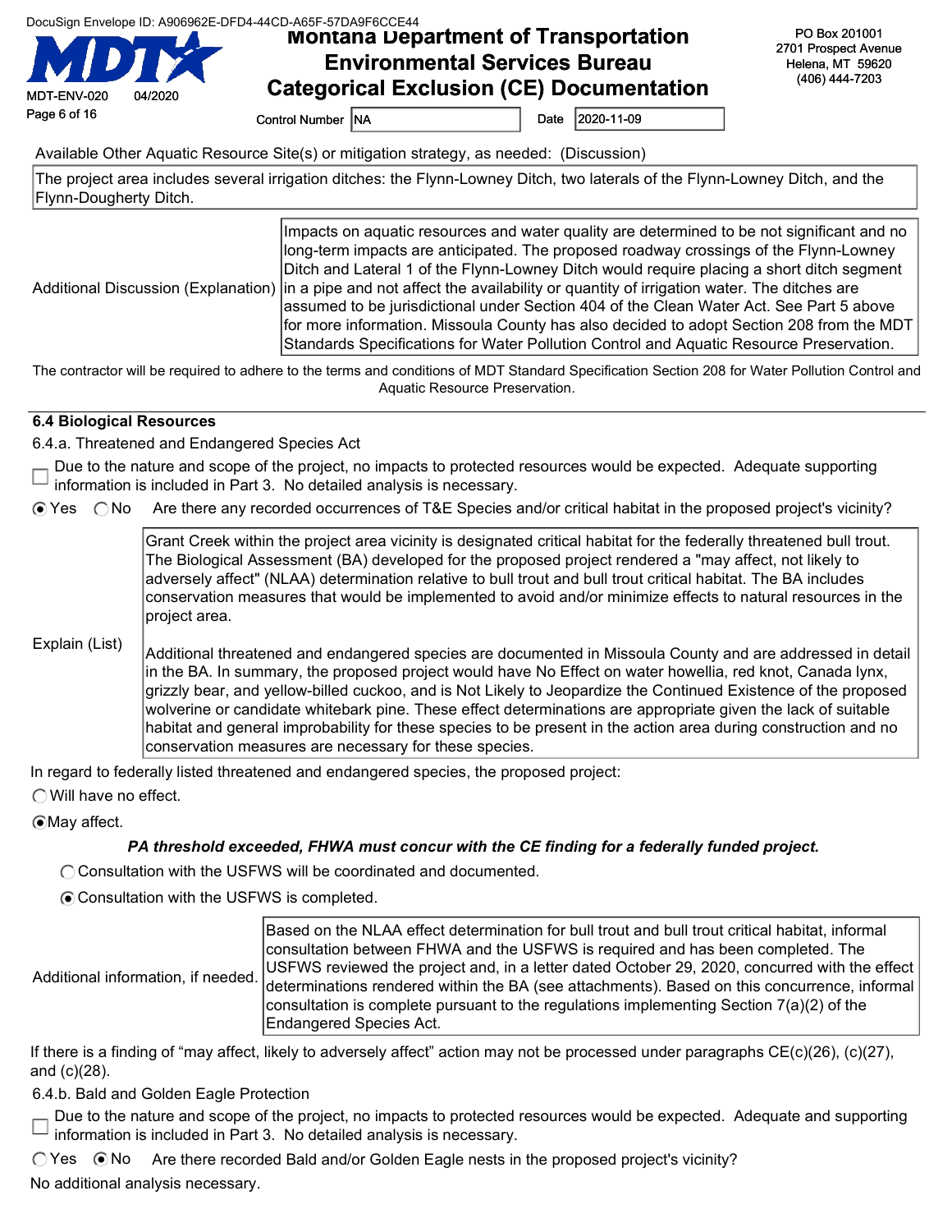Control Number: NA    Date: 2020-11-09

Available Other Aquatic Resource Site(s) or mitigation strategy, as needed: (Discussion)

The project area includes several irrigation ditches: the Flynn-Lowney Ditch, two laterals of the Flynn-Lowney Ditch, and the Flynn-Dougherty Ditch.

Additional Discussion (Explanation): Impacts on aquatic resources and water quality are determined to be not significant and no long-term impacts are anticipated. The proposed roadway crossings of the Flynn-Lowney Ditch and Lateral 1 of the Flynn-Lowney Ditch would require placing a short ditch segment in a pipe and not affect the availability or quantity of irrigation water. The ditches are assumed to be jurisdictional under Section 404 of the Clean Water Act. See Part 5 above for more information. Missoula County has also decided to adopt Section 208 from the MDT Standards Specifications for Water Pollution Control and Aquatic Resource Preservation.

The contractor will be required to adhere to the terms and conditions of MDT Standard Specification Section 208 for Water Pollution Control and Aquatic Resource Preservation.

### 6.4 Biological Resources

6.4.a. Threatened and Endangered Species Act

☐ Due to the nature and scope of the project, no impacts to protected resources would be expected. Adequate supporting information is included in Part 3. No detailed analysis is necessary.

◉ Yes ○ No Are there any recorded occurrences of T&E Species and/or critical habitat in the proposed project's vicinity?

Explain (List):

Grant Creek within the project area vicinity is designated critical habitat for the federally threatened bull trout. The Biological Assessment (BA) developed for the proposed project rendered a "may affect, not likely to adversely affect" (NLAA) determination relative to bull trout and bull trout critical habitat. The BA includes conservation measures that would be implemented to avoid and/or minimize effects to natural resources in the project area.

Additional threatened and endangered species are documented in Missoula County and are addressed in detail in the BA. In summary, the proposed project would have No Effect on water howellia, red knot, Canada lynx, grizzly bear, and yellow-billed cuckoo, and is Not Likely to Jeopardize the Continued Existence of the proposed wolverine or candidate whitebark pine. These effect determinations are appropriate given the lack of suitable habitat and general improbability for these species to be present in the action area during construction and no conservation measures are necessary for these species.

In regard to federally listed threatened and endangered species, the proposed project:

○ Will have no effect.

◉ May affect.

***PA threshold exceeded, FHWA must concur with the CE finding for a federally funded project.***

○ Consultation with the USFWS will be coordinated and documented.

◉ Consultation with the USFWS is completed.

Additional information, if needed: Based on the NLAA effect determination for bull trout and bull trout critical habitat, informal consultation between FHWA and the USFWS is required and has been completed. The USFWS reviewed the project and, in a letter dated October 29, 2020, concurred with the effect determinations rendered within the BA (see attachments). Based on this concurrence, informal consultation is complete pursuant to the regulations implementing Section 7(a)(2) of the Endangered Species Act.

If there is a finding of "may affect, likely to adversely affect" action may not be processed under paragraphs CE(c)(26), (c)(27), and (c)(28).

6.4.b. Bald and Golden Eagle Protection

☐ Due to the nature and scope of the project, no impacts to protected resources would be expected. Adequate and supporting information is included in Part 3. No detailed analysis is necessary.

○ Yes ◉ No Are there recorded Bald and/or Golden Eagle nests in the proposed project's vicinity?

No additional analysis necessary.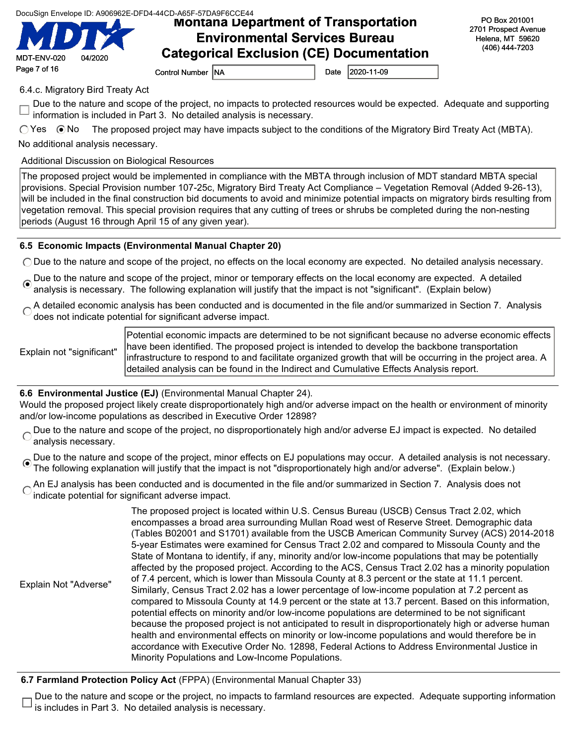**Montana Department of Transportation**
**Environmental Services Bureau**
**Categorical Exclusion (CE) Documentation**

Control Number: NA | Date: 2020-11-09

6.4.c. Migratory Bird Treaty Act

☐ Due to the nature and scope of the project, no impacts to protected resources would be expected. Adequate and supporting information is included in Part 3. No detailed analysis is necessary.

○ Yes ◉ No The proposed project may have impacts subject to the conditions of the Migratory Bird Treaty Act (MBTA).

No additional analysis necessary.

Additional Discussion on Biological Resources

The proposed project would be implemented in compliance with the MBTA through inclusion of MDT standard MBTA special provisions. Special Provision number 107-25c, Migratory Bird Treaty Act Compliance – Vegetation Removal (Added 9-26-13), will be included in the final construction bid documents to avoid and minimize potential impacts on migratory birds resulting from vegetation removal. This special provision requires that any cutting of trees or shrubs be completed during the non-nesting periods (August 16 through April 15 of any given year).

## 6.5 Economic Impacts (Environmental Manual Chapter 20)

○ Due to the nature and scope of the project, no effects on the local economy are expected. No detailed analysis necessary.

◉ Due to the nature and scope of the project, minor or temporary effects on the local economy are expected. A detailed analysis is necessary. The following explanation will justify that the impact is not "significant". (Explain below)

○ A detailed economic analysis has been conducted and is documented in the file and/or summarized in Section 7. Analysis does not indicate potential for significant adverse impact.

Explain not "significant": Potential economic impacts are determined to be not significant because no adverse economic effects have been identified. The proposed project is intended to develop the backbone transportation infrastructure to respond to and facilitate organized growth that will be occurring in the project area. A detailed analysis can be found in the Indirect and Cumulative Effects Analysis report.

## 6.6 Environmental Justice (EJ) (Environmental Manual Chapter 24).

Would the proposed project likely create disproportionately high and/or adverse impact on the health or environment of minority and/or low-income populations as described in Executive Order 12898?

○ Due to the nature and scope of the project, no disproportionately high and/or adverse EJ impact is expected. No detailed analysis necessary.

◉ Due to the nature and scope of the project, minor effects on EJ populations may occur. A detailed analysis is not necessary. The following explanation will justify that the impact is not "disproportionately high and/or adverse". (Explain below.)

○ An EJ analysis has been conducted and is documented in the file and/or summarized in Section 7. Analysis does not indicate potential for significant adverse impact.

Explain Not "Adverse": The proposed project is located within U.S. Census Bureau (USCB) Census Tract 2.02, which encompasses a broad area surrounding Mullan Road west of Reserve Street. Demographic data (Tables B02001 and S1701) available from the USCB American Community Survey (ACS) 2014-2018 5-year Estimates were examined for Census Tract 2.02 and compared to Missoula County and the State of Montana to identify, if any, minority and/or low-income populations that may be potentially affected by the proposed project. According to the ACS, Census Tract 2.02 has a minority population of 7.4 percent, which is lower than Missoula County at 8.3 percent or the state at 11.1 percent. Similarly, Census Tract 2.02 has a lower percentage of low-income population at 7.2 percent as compared to Missoula County at 14.9 percent or the state at 13.7 percent. Based on this information, potential effects on minority and/or low-income populations are determined to be not significant because the proposed project is not anticipated to result in disproportionately high or adverse human health and environmental effects on minority or low-income populations and would therefore be in accordance with Executive Order No. 12898, Federal Actions to Address Environmental Justice in Minority Populations and Low-Income Populations.

## 6.7 Farmland Protection Policy Act (FPPA) (Environmental Manual Chapter 33)

☐ Due to the nature and scope or the project, no impacts to farmland resources are expected. Adequate supporting information is includes in Part 3. No detailed analysis is necessary.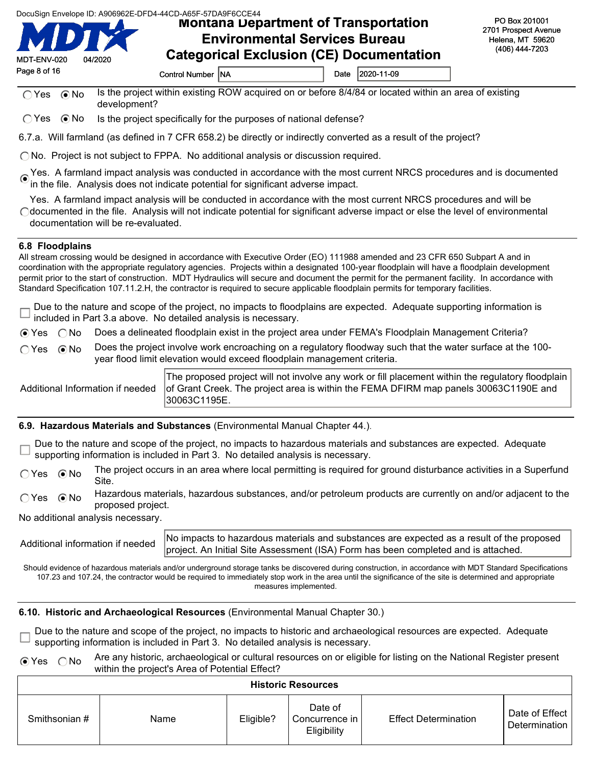Control Number: NA | Date: 2020-11-09

○ Yes ⦿ No — Is the project within existing ROW acquired on or before 8/4/84 or located within an area of existing development?

○ Yes ⦿ No — Is the project specifically for the purposes of national defense?

6.7.a. Will farmland (as defined in 7 CFR 658.2) be directly or indirectly converted as a result of the project?

○ No. Project is not subject to FPPA. No additional analysis or discussion required.

⦿ Yes. A farmland impact analysis was conducted in accordance with the most current NRCS procedures and is documented in the file. Analysis does not indicate potential for significant adverse impact.

○ Yes. A farmland impact analysis will be conducted in accordance with the most current NRCS procedures and will be documented in the file. Analysis will not indicate potential for significant adverse impact or else the level of environmental documentation will be re-evaluated.

### 6.8 Floodplains

All stream crossing would be designed in accordance with Executive Order (EO) 111988 amended and 23 CFR 650 Subpart A and in coordination with the appropriate regulatory agencies. Projects within a designated 100-year floodplain will have a floodplain development permit prior to the start of construction. MDT Hydraulics will secure and document the permit for the permanent facility. In accordance with Standard Specification 107.11.2.H, the contractor is required to secure applicable floodplain permits for temporary facilities.

☐ Due to the nature and scope of the project, no impacts to floodplains are expected. Adequate supporting information is included in Part 3.a above. No detailed analysis is necessary.

⦿ Yes ○ No — Does a delineated floodplain exist in the project area under FEMA's Floodplain Management Criteria?

○ Yes ⦿ No — Does the project involve work encroaching on a regulatory floodway such that the water surface at the 100-year flood limit elevation would exceed floodplain management criteria.

Additional Information if needed: The proposed project will not involve any work or fill placement within the regulatory floodplain of Grant Creek. The project area is within the FEMA DFIRM map panels 30063C1190E and 30063C1195E.

### 6.9. Hazardous Materials and Substances (Environmental Manual Chapter 44.).

☐ Due to the nature and scope of the project, no impacts to hazardous materials and substances are expected. Adequate supporting information is included in Part 3. No detailed analysis is necessary.

○ Yes ⦿ No — The project occurs in an area where local permitting is required for ground disturbance activities in a Superfund Site.

○ Yes ⦿ No — Hazardous materials, hazardous substances, and/or petroleum products are currently on and/or adjacent to the proposed project.

No additional analysis necessary.

Additional information if needed: No impacts to hazardous materials and substances are expected as a result of the proposed project. An Initial Site Assessment (ISA) Form has been completed and is attached.

Should evidence of hazardous materials and/or underground storage tanks be discovered during construction, in accordance with MDT Standard Specifications 107.23 and 107.24, the contractor would be required to immediately stop work in the area until the significance of the site is determined and appropriate measures implemented.

### 6.10. Historic and Archaeological Resources (Environmental Manual Chapter 30.)

☐ Due to the nature and scope of the project, no impacts to historic and archaeological resources are expected. Adequate supporting information is included in Part 3. No detailed analysis is necessary.

⦿ Yes ○ No — Are any historic, archaeological or cultural resources on or eligible for listing on the National Register present within the project's Area of Potential Effect?

**Historic Resources**

| Smithsonian # | Name | Eligible? | Date of Concurrence in Eligibility | Effect Determination | Date of Effect Determination |
|---|---|---|---|---|---|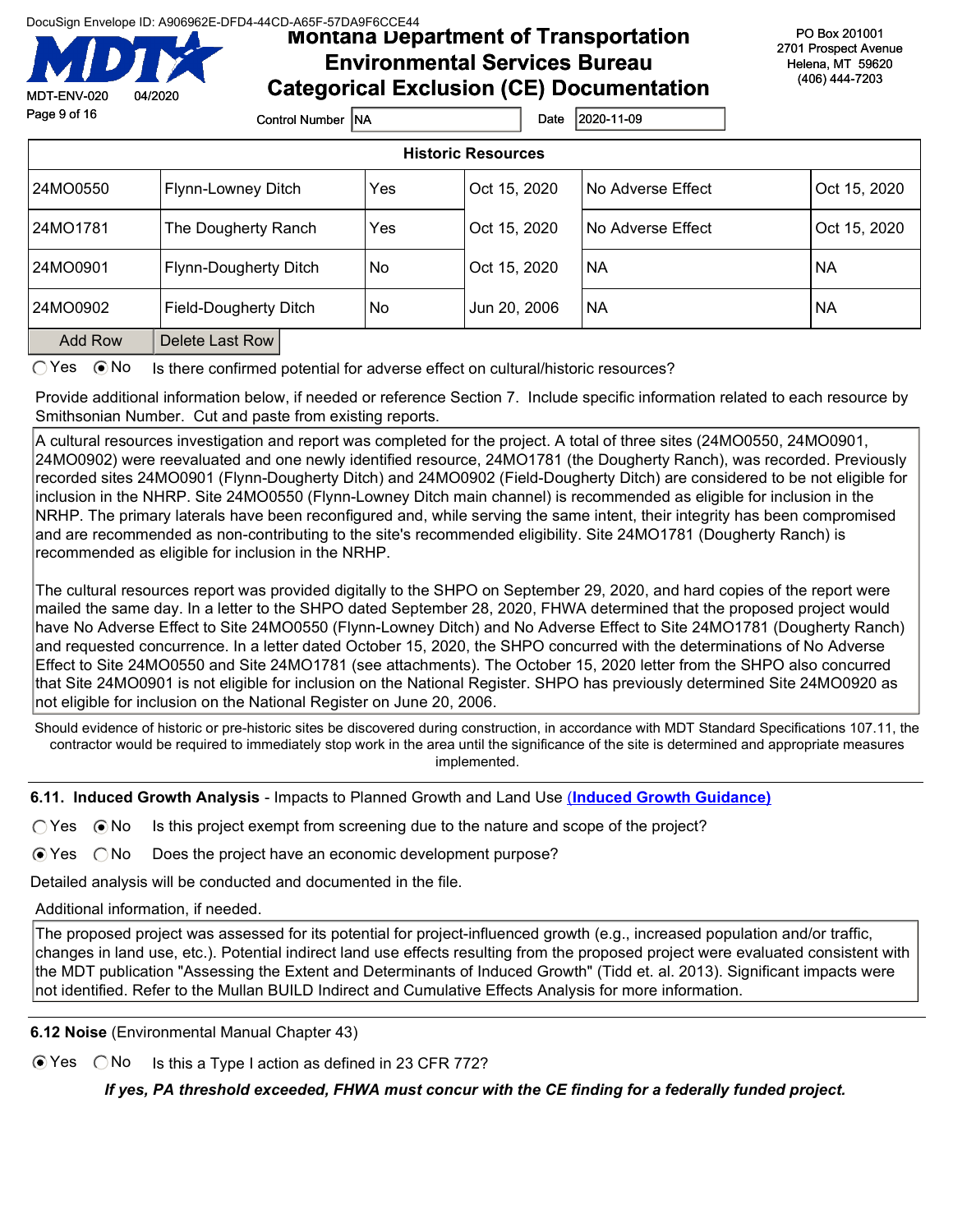**Montana Department of Transportation**
**Environmental Services Bureau**
**Categorical Exclusion (CE) Documentation**

PO Box 201001
2701 Prospect Avenue
Helena, MT 59620
(406) 444-7203

MDT-ENV-020 04/2020

Control Number NA Date 2020-11-09

**Historic Resources**

| | | | | | |
|---|---|---|---|---|---|
| 24MO0550 | Flynn-Lowney Ditch | Yes | Oct 15, 2020 | No Adverse Effect | Oct 15, 2020 |
| 24MO1781 | The Dougherty Ranch | Yes | Oct 15, 2020 | No Adverse Effect | Oct 15, 2020 |
| 24MO0901 | Flynn-Dougherty Ditch | No | Oct 15, 2020 | NA | NA |
| 24MO0902 | Field-Dougherty Ditch | No | Jun 20, 2006 | NA | NA |

○ Yes ● No Is there confirmed potential for adverse effect on cultural/historic resources?

Provide additional information below, if needed or reference Section 7. Include specific information related to each resource by Smithsonian Number. Cut and paste from existing reports.

A cultural resources investigation and report was completed for the project. A total of three sites (24MO0550, 24MO0901, 24MO0902) were reevaluated and one newly identified resource, 24MO1781 (the Dougherty Ranch), was recorded. Previously recorded sites 24MO0901 (Flynn-Dougherty Ditch) and 24MO0902 (Field-Dougherty Ditch) are considered to be not eligible for inclusion in the NHRP. Site 24MO0550 (Flynn-Lowney Ditch main channel) is recommended as eligible for inclusion in the NRHP. The primary laterals have been reconfigured and, while serving the same intent, their integrity has been compromised and are recommended as non-contributing to the site's recommended eligibility. Site 24MO1781 (Dougherty Ranch) is recommended as eligible for inclusion in the NRHP.

The cultural resources report was provided digitally to the SHPO on September 29, 2020, and hard copies of the report were mailed the same day. In a letter to the SHPO dated September 28, 2020, FHWA determined that the proposed project would have No Adverse Effect to Site 24MO0550 (Flynn-Lowney Ditch) and No Adverse Effect to Site 24MO1781 (Dougherty Ranch) and requested concurrence. In a letter dated October 15, 2020, the SHPO concurred with the determinations of No Adverse Effect to Site 24MO0550 and Site 24MO1781 (see attachments). The October 15, 2020 letter from the SHPO also concurred that Site 24MO0901 is not eligible for inclusion on the National Register. SHPO has previously determined Site 24MO0920 as not eligible for inclusion on the National Register on June 20, 2006.

Should evidence of historic or pre-historic sites be discovered during construction, in accordance with MDT Standard Specifications 107.11, the contractor would be required to immediately stop work in the area until the significance of the site is determined and appropriate measures implemented.

### 6.11. Induced Growth Analysis - Impacts to Planned Growth and Land Use (Induced Growth Guidance)

○ Yes ● No Is this project exempt from screening due to the nature and scope of the project?

● Yes ○ No Does the project have an economic development purpose?

Detailed analysis will be conducted and documented in the file.

Additional information, if needed.

The proposed project was assessed for its potential for project-influenced growth (e.g., increased population and/or traffic, changes in land use, etc.). Potential indirect land use effects resulting from the proposed project were evaluated consistent with the MDT publication "Assessing the Extent and Determinants of Induced Growth" (Tidd et. al. 2013). Significant impacts were not identified. Refer to the Mullan BUILD Indirect and Cumulative Effects Analysis for more information.

### 6.12 Noise (Environmental Manual Chapter 43)

● Yes ○ No Is this a Type I action as defined in 23 CFR 772?

***If yes, PA threshold exceeded, FHWA must concur with the CE finding for a federally funded project.***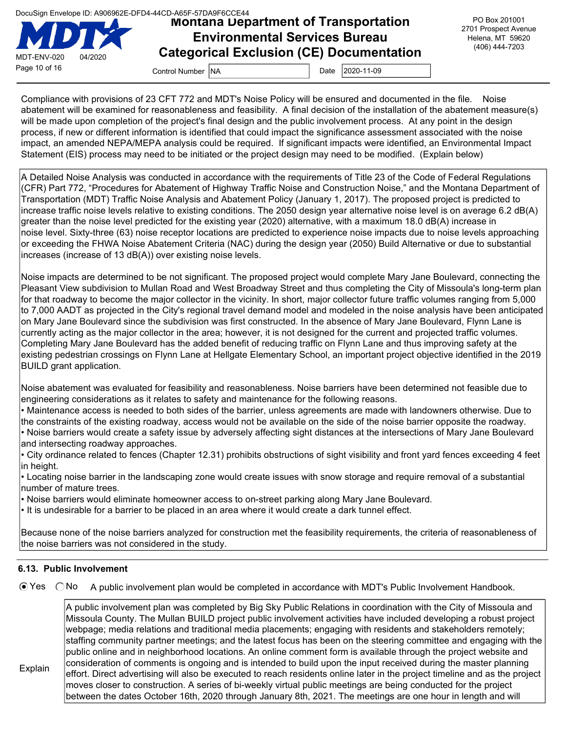Compliance with provisions of 23 CFT 772 and MDT's Noise Policy will be ensured and documented in the file. Noise abatement will be examined for reasonableness and feasibility. A final decision of the installation of the abatement measure(s) will be made upon completion of the project's final design and the public involvement process. At any point in the design process, if new or different information is identified that could impact the significance assessment associated with the noise impact, an amended NEPA/MEPA analysis could be required. If significant impacts were identified, an Environmental Impact Statement (EIS) process may need to be initiated or the project design may need to be modified. (Explain below)

A Detailed Noise Analysis was conducted in accordance with the requirements of Title 23 of the Code of Federal Regulations (CFR) Part 772, "Procedures for Abatement of Highway Traffic Noise and Construction Noise," and the Montana Department of Transportation (MDT) Traffic Noise Analysis and Abatement Policy (January 1, 2017). The proposed project is predicted to increase traffic noise levels relative to existing conditions. The 2050 design year alternative noise level is on average 6.2 dB(A) greater than the noise level predicted for the existing year (2020) alternative, with a maximum 18.0 dB(A) increase in noise level. Sixty-three (63) noise receptor locations are predicted to experience noise impacts due to noise levels approaching or exceeding the FHWA Noise Abatement Criteria (NAC) during the design year (2050) Build Alternative or due to substantial increases (increase of 13 dB(A)) over existing noise levels.

Noise impacts are determined to be not significant. The proposed project would complete Mary Jane Boulevard, connecting the Pleasant View subdivision to Mullan Road and West Broadway Street and thus completing the City of Missoula's long-term plan for that roadway to become the major collector in the vicinity. In short, major collector future traffic volumes ranging from 5,000 to 7,000 AADT as projected in the City's regional travel demand model and modeled in the noise analysis have been anticipated on Mary Jane Boulevard since the subdivision was first constructed. In the absence of Mary Jane Boulevard, Flynn Lane is currently acting as the major collector in the area; however, it is not designed for the current and projected traffic volumes. Completing Mary Jane Boulevard has the added benefit of reducing traffic on Flynn Lane and thus improving safety at the existing pedestrian crossings on Flynn Lane at Hellgate Elementary School, an important project objective identified in the 2019 BUILD grant application.

Noise abatement was evaluated for feasibility and reasonableness. Noise barriers have been determined not feasible due to engineering considerations as it relates to safety and maintenance for the following reasons.

- Maintenance access is needed to both sides of the barrier, unless agreements are made with landowners otherwise. Due to the constraints of the existing roadway, access would not be available on the side of the noise barrier opposite the roadway.
- Noise barriers would create a safety issue by adversely affecting sight distances at the intersections of Mary Jane Boulevard and intersecting roadway approaches.
- City ordinance related to fences (Chapter 12.31) prohibits obstructions of sight visibility and front yard fences exceeding 4 feet in height.
- Locating noise barrier in the landscaping zone would create issues with snow storage and require removal of a substantial number of mature trees.
- Noise barriers would eliminate homeowner access to on-street parking along Mary Jane Boulevard.
- It is undesirable for a barrier to be placed in an area where it would create a dark tunnel effect.

Because none of the noise barriers analyzed for construction met the feasibility requirements, the criteria of reasonableness of the noise barriers was not considered in the study.

### 6.13. Public Involvement

(●) Yes ( ) No A public involvement plan would be completed in accordance with MDT's Public Involvement Handbook.

Explain

A public involvement plan was completed by Big Sky Public Relations in coordination with the City of Missoula and Missoula County. The Mullan BUILD project public involvement activities have included developing a robust project webpage; media relations and traditional media placements; engaging with residents and stakeholders remotely; staffing community partner meetings; and the latest focus has been on the steering committee and engaging with the public online and in neighborhood locations. An online comment form is available through the project website and consideration of comments is ongoing and is intended to build upon the input received during the master planning effort. Direct advertising will also be executed to reach residents online later in the project timeline and as the project moves closer to construction. A series of bi-weekly virtual public meetings are being conducted for the project between the dates October 16th, 2020 through January 8th, 2021. The meetings are one hour in length and will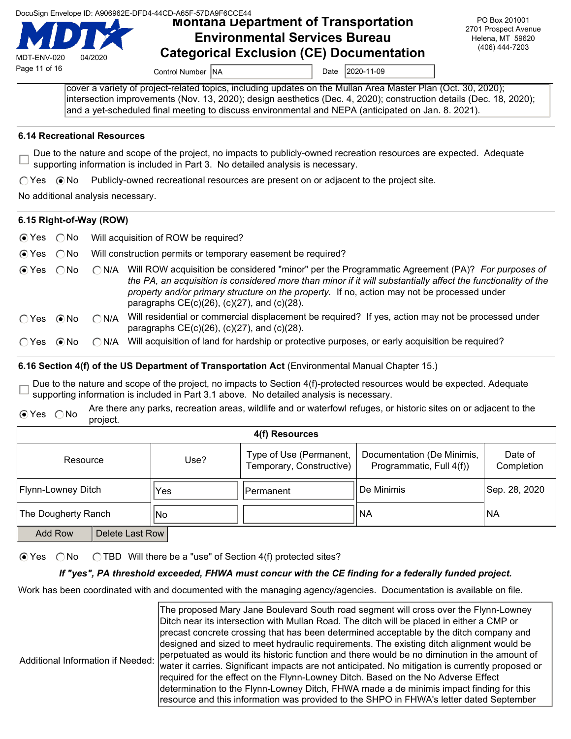cover a variety of project-related topics, including updates on the Mullan Area Master Plan (Oct. 30, 2020); intersection improvements (Nov. 13, 2020); design aesthetics (Dec. 4, 2020); construction details (Dec. 18, 2020); and a yet-scheduled final meeting to discuss environmental and NEPA (anticipated on Jan. 8. 2021).

### 6.14 Recreational Resources

☐ Due to the nature and scope of the project, no impacts to publicly-owned recreation resources are expected. Adequate supporting information is included in Part 3. No detailed analysis is necessary.

○ Yes ◉ No Publicly-owned recreational resources are present on or adjacent to the project site.

No additional analysis necessary.

### 6.15 Right-of-Way (ROW)

◉ Yes ○ No Will acquisition of ROW be required?

◉ Yes ○ No Will construction permits or temporary easement be required?

◉ Yes ○ No ○ N/A Will ROW acquisition be considered "minor" per the Programmatic Agreement (PA)? *For purposes of the PA, an acquisition is considered more than minor if it will substantially affect the functionality of the property and/or primary structure on the property.* If no, action may not be processed under paragraphs CE(c)(26), (c)(27), and (c)(28).

○ Yes ◉ No ○ N/A Will residential or commercial displacement be required? If yes, action may not be processed under paragraphs CE(c)(26), (c)(27), and (c)(28).

○ Yes ◉ No ○ N/A Will acquisition of land for hardship or protective purposes, or early acquisition be required?

### 6.16 Section 4(f) of the US Department of Transportation Act (Environmental Manual Chapter 15.)

☐ Due to the nature and scope of the project, no impacts to Section 4(f)-protected resources would be expected. Adequate supporting information is included in Part 3.1 above. No detailed analysis is necessary.

◉ Yes ○ No Are there any parks, recreation areas, wildlife and or waterfowl refuges, or historic sites on or adjacent to the project.

| Resource | Use? | Type of Use (Permanent, Temporary, Constructive) | Documentation (De Minimis, Programmatic, Full 4(f)) | Date of Completion |
|---|---|---|---|---|
| Flynn-Lowney Ditch | Yes | Permanent | De Minimis | Sep. 28, 2020 |
| The Dougherty Ranch | No | | NA | NA |

◉ Yes ○ No ○ TBD Will there be a "use" of Section 4(f) protected sites?

***If "yes", PA threshold exceeded, FHWA must concur with the CE finding for a federally funded project.***

Work has been coordinated with and documented with the managing agency/agencies. Documentation is available on file.

Additional Information if Needed: The proposed Mary Jane Boulevard South road segment will cross over the Flynn-Lowney Ditch near its intersection with Mullan Road. The ditch will be placed in either a CMP or precast concrete crossing that has been determined acceptable by the ditch company and designed and sized to meet hydraulic requirements. The existing ditch alignment would be perpetuated as would its historic function and there would be no diminution in the amount of water it carries. Significant impacts are not anticipated. No mitigation is currently proposed or required for the effect on the Flynn-Lowney Ditch. Based on the No Adverse Effect determination to the Flynn-Lowney Ditch, FHWA made a de minimis impact finding for this resource and this information was provided to the SHPO in FHWA's letter dated September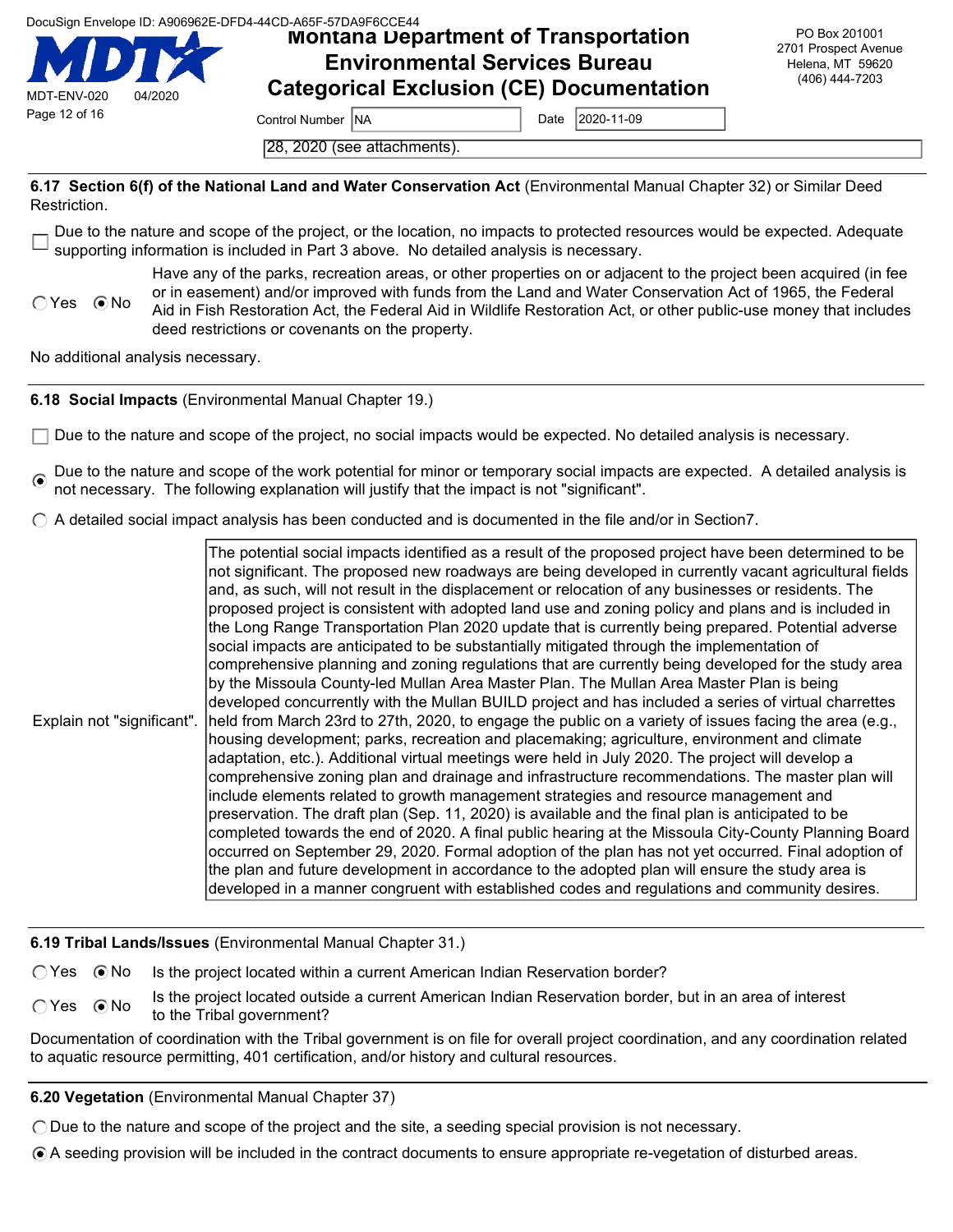Control Number: NA  Date: 2020-11-09

28, 2020 (see attachments).

**6.17 Section 6(f) of the National Land and Water Conservation Act** (Environmental Manual Chapter 32) or Similar Deed Restriction.

☐ Due to the nature and scope of the project, or the location, no impacts to protected resources would be expected. Adequate supporting information is included in Part 3 above. No detailed analysis is necessary.

○ Yes ◉ No — Have any of the parks, recreation areas, or other properties on or adjacent to the project been acquired (in fee or in easement) and/or improved with funds from the Land and Water Conservation Act of 1965, the Federal Aid in Fish Restoration Act, the Federal Aid in Wildlife Restoration Act, or other public-use money that includes deed restrictions or covenants on the property.

No additional analysis necessary.

**6.18 Social Impacts** (Environmental Manual Chapter 19.)

☐ Due to the nature and scope of the project, no social impacts would be expected. No detailed analysis is necessary.

◉ Due to the nature and scope of the work potential for minor or temporary social impacts are expected. A detailed analysis is not necessary. The following explanation will justify that the impact is not "significant".

○ A detailed social impact analysis has been conducted and is documented in the file and/or in Section7.

Explain not "significant".

The potential social impacts identified as a result of the proposed project have been determined to be not significant. The proposed new roadways are being developed in currently vacant agricultural fields and, as such, will not result in the displacement or relocation of any businesses or residents. The proposed project is consistent with adopted land use and zoning policy and plans and is included in the Long Range Transportation Plan 2020 update that is currently being prepared. Potential adverse social impacts are anticipated to be substantially mitigated through the implementation of comprehensive planning and zoning regulations that are currently being developed for the study area by the Missoula County-led Mullan Area Master Plan. The Mullan Area Master Plan is being developed concurrently with the Mullan BUILD project and has included a series of virtual charrettes held from March 23rd to 27th, 2020, to engage the public on a variety of issues facing the area (e.g., housing development; parks, recreation and placemaking; agriculture, environment and climate adaptation, etc.). Additional virtual meetings were held in July 2020. The project will develop a comprehensive zoning plan and drainage and infrastructure recommendations. The master plan will include elements related to growth management strategies and resource management and preservation. The draft plan (Sep. 11, 2020) is available and the final plan is anticipated to be completed towards the end of 2020. A final public hearing at the Missoula City-County Planning Board occurred on September 29, 2020. Formal adoption of the plan has not yet occurred. Final adoption of the plan and future development in accordance to the adopted plan will ensure the study area is developed in a manner congruent with established codes and regulations and community desires.

**6.19 Tribal Lands/Issues** (Environmental Manual Chapter 31.)

○ Yes ◉ No — Is the project located within a current American Indian Reservation border?

○ Yes ◉ No — Is the project located outside a current American Indian Reservation border, but in an area of interest to the Tribal government?

Documentation of coordination with the Tribal government is on file for overall project coordination, and any coordination related to aquatic resource permitting, 401 certification, and/or history and cultural resources.

**6.20 Vegetation** (Environmental Manual Chapter 37)

○ Due to the nature and scope of the project and the site, a seeding special provision is not necessary.

◉ A seeding provision will be included in the contract documents to ensure appropriate re-vegetation of disturbed areas.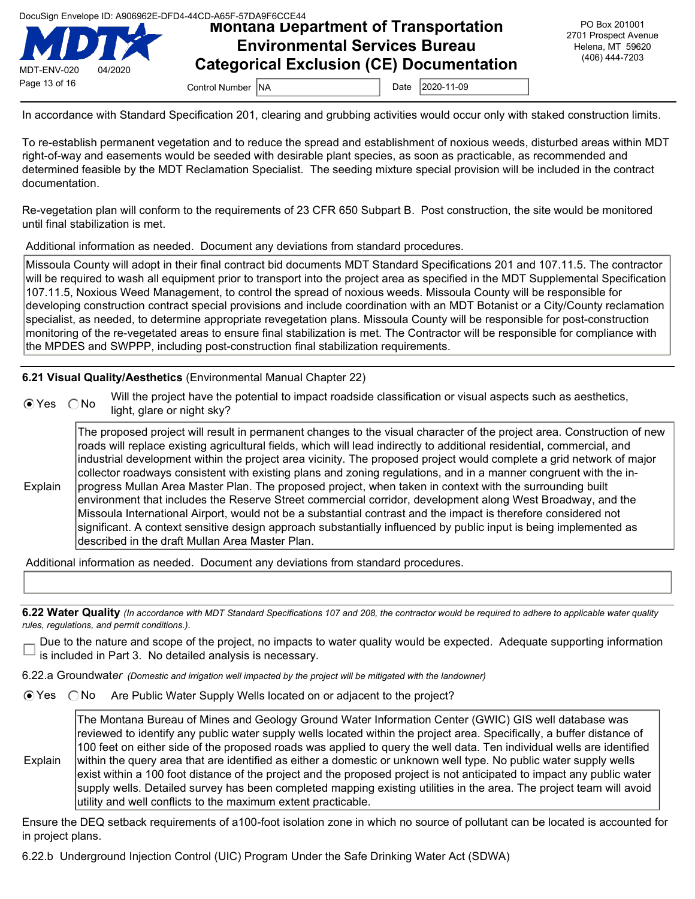In accordance with Standard Specification 201, clearing and grubbing activities would occur only with staked construction limits.

To re-establish permanent vegetation and to reduce the spread and establishment of noxious weeds, disturbed areas within MDT right-of-way and easements would be seeded with desirable plant species, as soon as practicable, as recommended and determined feasible by the MDT Reclamation Specialist. The seeding mixture special provision will be included in the contract documentation.

Re-vegetation plan will conform to the requirements of 23 CFR 650 Subpart B. Post construction, the site would be monitored until final stabilization is met.

Additional information as needed. Document any deviations from standard procedures.

Missoula County will adopt in their final contract bid documents MDT Standard Specifications 201 and 107.11.5. The contractor will be required to wash all equipment prior to transport into the project area as specified in the MDT Supplemental Specification 107.11.5, Noxious Weed Management, to control the spread of noxious weeds. Missoula County will be responsible for developing construction contract special provisions and include coordination with an MDT Botanist or a City/County reclamation specialist, as needed, to determine appropriate revegetation plans. Missoula County will be responsible for post-construction monitoring of the re-vegetated areas to ensure final stabilization is met. The Contractor will be responsible for compliance with the MPDES and SWPPP, including post-construction final stabilization requirements.

**6.21 Visual Quality/Aesthetics** (Environmental Manual Chapter 22)

(●) Yes ( ) No Will the project have the potential to impact roadside classification or visual aspects such as aesthetics, light, glare or night sky?

Explain: The proposed project will result in permanent changes to the visual character of the project area. Construction of new roads will replace existing agricultural fields, which will lead indirectly to additional residential, commercial, and industrial development within the project area vicinity. The proposed project would complete a grid network of major collector roadways consistent with existing plans and zoning regulations, and in a manner congruent with the in-progress Mullan Area Master Plan. The proposed project, when taken in context with the surrounding built environment that includes the Reserve Street commercial corridor, development along West Broadway, and the Missoula International Airport, would not be a substantial contrast and the impact is therefore considered not significant. A context sensitive design approach substantially influenced by public input is being implemented as described in the draft Mullan Area Master Plan.

Additional information as needed. Document any deviations from standard procedures.

**6.22 Water Quality** *(In accordance with MDT Standard Specifications 107 and 208, the contractor would be required to adhere to applicable water quality rules, regulations, and permit conditions.).*

☐ Due to the nature and scope of the project, no impacts to water quality would be expected. Adequate supporting information is included in Part 3. No detailed analysis is necessary.

6.22.a Groundwater *(Domestic and irrigation well impacted by the project will be mitigated with the landowner)*

(●) Yes ( ) No Are Public Water Supply Wells located on or adjacent to the project?

Explain: The Montana Bureau of Mines and Geology Ground Water Information Center (GWIC) GIS well database was reviewed to identify any public water supply wells located within the project area. Specifically, a buffer distance of 100 feet on either side of the proposed roads was applied to query the well data. Ten individual wells are identified within the query area that are identified as either a domestic or unknown well type. No public water supply wells exist within a 100 foot distance of the project and the proposed project is not anticipated to impact any public water supply wells. Detailed survey has been completed mapping existing utilities in the area. The project team will avoid utility and well conflicts to the maximum extent practicable.

Ensure the DEQ setback requirements of a100-foot isolation zone in which no source of pollutant can be located is accounted for in project plans.

6.22.b Underground Injection Control (UIC) Program Under the Safe Drinking Water Act (SDWA)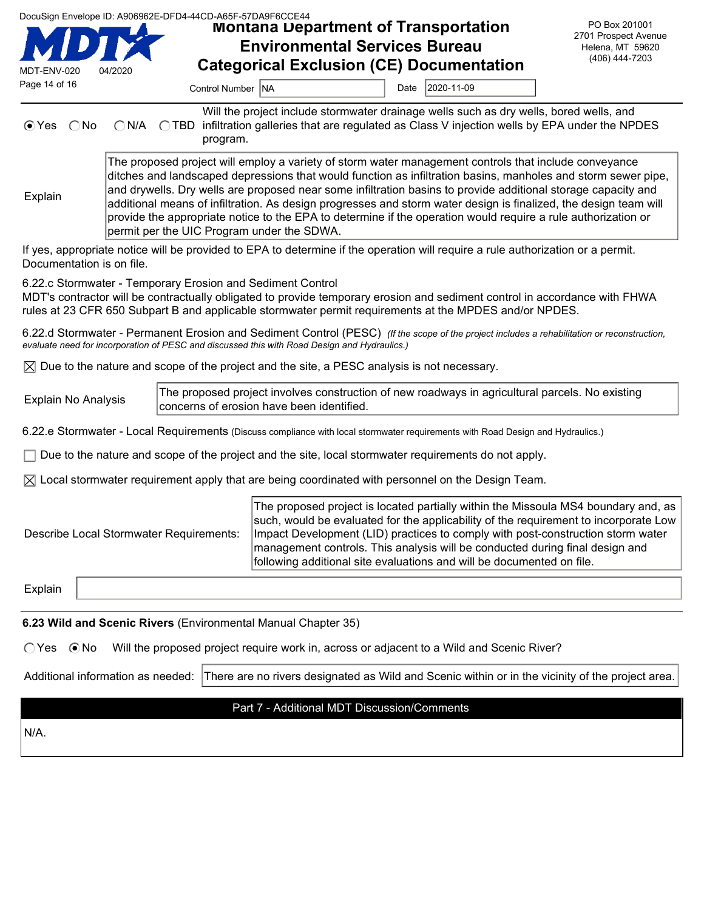Control Number: NA    Date: 2020-11-09

(●) Yes ( ) No ( ) N/A ( ) TBD — Will the project include stormwater drainage wells such as dry wells, bored wells, and infiltration galleries that are regulated as Class V injection wells by EPA under the NPDES program.

Explain: The proposed project will employ a variety of storm water management controls that include conveyance ditches and landscaped depressions that would function as infiltration basins, manholes and storm sewer pipe, and drywells. Dry wells are proposed near some infiltration basins to provide additional storage capacity and additional means of infiltration. As design progresses and storm water design is finalized, the design team will provide the appropriate notice to the EPA to determine if the operation would require a rule authorization or permit per the UIC Program under the SDWA.

If yes, appropriate notice will be provided to EPA to determine if the operation will require a rule authorization or a permit. Documentation is on file.

6.22.c Stormwater - Temporary Erosion and Sediment Control
MDT's contractor will be contractually obligated to provide temporary erosion and sediment control in accordance with FHWA rules at 23 CFR 650 Subpart B and applicable stormwater permit requirements at the MPDES and/or NPDES.

6.22.d Stormwater - Permanent Erosion and Sediment Control (PESC) *(If the scope of the project includes a rehabilitation or reconstruction, evaluate need for incorporation of PESC and discussed this with Road Design and Hydraulics.)*

[X] Due to the nature and scope of the project and the site, a PESC analysis is not necessary.

Explain No Analysis: The proposed project involves construction of new roadways in agricultural parcels. No existing concerns of erosion have been identified.

6.22.e Stormwater - Local Requirements (Discuss compliance with local stormwater requirements with Road Design and Hydraulics.)

[ ] Due to the nature and scope of the project and the site, local stormwater requirements do not apply.

[X] Local stormwater requirement apply that are being coordinated with personnel on the Design Team.

Describe Local Stormwater Requirements: The proposed project is located partially within the Missoula MS4 boundary and, as such, would be evaluated for the applicability of the requirement to incorporate Low Impact Development (LID) practices to comply with post-construction storm water management controls. This analysis will be conducted during final design and following additional site evaluations and will be documented on file.

Explain:

**6.23 Wild and Scenic Rivers** (Environmental Manual Chapter 35)

( ) Yes (●) No — Will the proposed project require work in, across or adjacent to a Wild and Scenic River?

Additional information as needed: There are no rivers designated as Wild and Scenic within or in the vicinity of the project area.

## Part 7 - Additional MDT Discussion/Comments

N/A.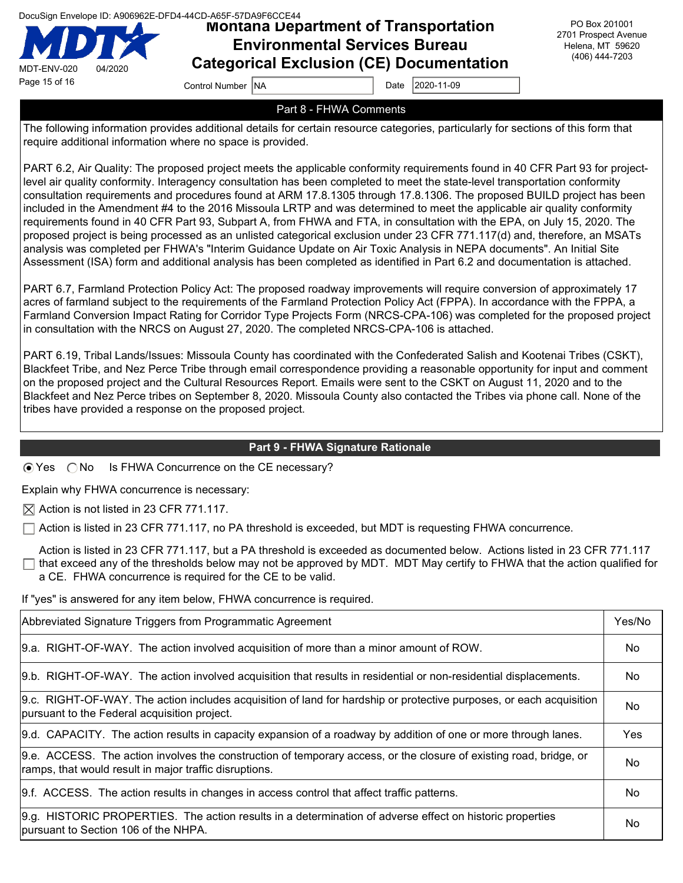DocuSign Envelope ID: A906962E-DFD4-44CD-A65F-57DA9F6CCE44

# Montana Department of Transportation
## Environmental Services Bureau
## Categorical Exclusion (CE) Documentation

MDT-ENV-020 04/2020

PO Box 201001
2701 Prospect Avenue
Helena, MT 59620
(406) 444-7203

Control Number: NA Date: 2020-11-09

## Part 8 - FHWA Comments

The following information provides additional details for certain resource categories, particularly for sections of this form that require additional information where no space is provided.

PART 6.2, Air Quality: The proposed project meets the applicable conformity requirements found in 40 CFR Part 93 for project-level air quality conformity. Interagency consultation has been completed to meet the state-level transportation conformity consultation requirements and procedures found at ARM 17.8.1305 through 17.8.1306. The proposed BUILD project has been included in the Amendment #4 to the 2016 Missoula LRTP and was determined to meet the applicable air quality conformity requirements found in 40 CFR Part 93, Subpart A, from FHWA and FTA, in consultation with the EPA, on July 15, 2020. The proposed project is being processed as an unlisted categorical exclusion under 23 CFR 771.117(d) and, therefore, an MSATs analysis was completed per FHWA's "Interim Guidance Update on Air Toxic Analysis in NEPA documents". An Initial Site Assessment (ISA) form and additional analysis has been completed as identified in Part 6.2 and documentation is attached.

PART 6.7, Farmland Protection Policy Act: The proposed roadway improvements will require conversion of approximately 17 acres of farmland subject to the requirements of the Farmland Protection Policy Act (FPPA). In accordance with the FPPA, a Farmland Conversion Impact Rating for Corridor Type Projects Form (NRCS-CPA-106) was completed for the proposed project in consultation with the NRCS on August 27, 2020. The completed NRCS-CPA-106 is attached.

PART 6.19, Tribal Lands/Issues: Missoula County has coordinated with the Confederated Salish and Kootenai Tribes (CSKT), Blackfeet Tribe, and Nez Perce Tribe through email correspondence providing a reasonable opportunity for input and comment on the proposed project and the Cultural Resources Report. Emails were sent to the CSKT on August 11, 2020 and to the Blackfeet and Nez Perce tribes on September 8, 2020. Missoula County also contacted the Tribes via phone call. None of the tribes have provided a response on the proposed project.

## Part 9 - FHWA Signature Rationale

(●) Yes ( ) No Is FHWA Concurrence on the CE necessary?

Explain why FHWA concurrence is necessary:

- [x] Action is not listed in 23 CFR 771.117.
- [ ] Action is listed in 23 CFR 771.117, no PA threshold is exceeded, but MDT is requesting FHWA concurrence.
- [ ] Action is listed in 23 CFR 771.117, but a PA threshold is exceeded as documented below. Actions listed in 23 CFR 771.117 that exceed any of the thresholds below may not be approved by MDT. MDT May certify to FHWA that the action qualified for a CE. FHWA concurrence is required for the CE to be valid.

If "yes" is answered for any item below, FHWA concurrence is required.

| Abbreviated Signature Triggers from Programmatic Agreement | Yes/No |
|---|---|
| 9.a. RIGHT-OF-WAY. The action involved acquisition of more than a minor amount of ROW. | No |
| 9.b. RIGHT-OF-WAY. The action involved acquisition that results in residential or non-residential displacements. | No |
| 9.c. RIGHT-OF-WAY. The action includes acquisition of land for hardship or protective purposes, or each acquisition pursuant to the Federal acquisition project. | No |
| 9.d. CAPACITY. The action results in capacity expansion of a roadway by addition of one or more through lanes. | Yes |
| 9.e. ACCESS. The action involves the construction of temporary access, or the closure of existing road, bridge, or ramps, that would result in major traffic disruptions. | No |
| 9.f. ACCESS. The action results in changes in access control that affect traffic patterns. | No |
| 9.g. HISTORIC PROPERTIES. The action results in a determination of adverse effect on historic properties pursuant to Section 106 of the NHPA. | No |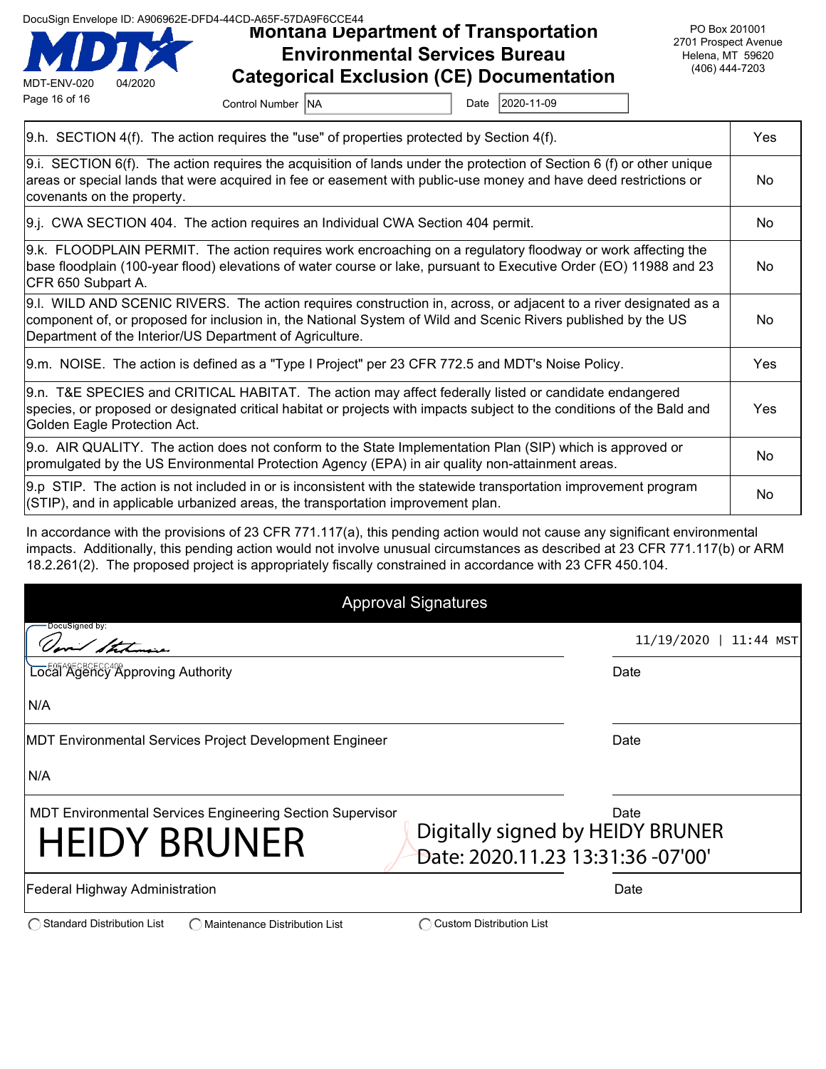DocuSign Envelope ID: A906962E-DFD4-44CD-A65F-57DA9F6CCE44

MDT-ENV-020 04/2020

# Montana Department of Transportation
## Environmental Services Bureau
## Categorical Exclusion (CE) Documentation

PO Box 201001
2701 Prospect Avenue
Helena, MT 59620
(406) 444-7203

Control Number: NA    Date: 2020-11-09

| | |
|---|---|
| 9.h. SECTION 4(f). The action requires the "use" of properties protected by Section 4(f). | Yes |
| 9.i. SECTION 6(f). The action requires the acquisition of lands under the protection of Section 6 (f) or other unique areas or special lands that were acquired in fee or easement with public-use money and have deed restrictions or covenants on the property. | No |
| 9.j. CWA SECTION 404. The action requires an Individual CWA Section 404 permit. | No |
| 9.k. FLOODPLAIN PERMIT. The action requires work encroaching on a regulatory floodway or work affecting the base floodplain (100-year flood) elevations of water course or lake, pursuant to Executive Order (EO) 11988 and 23 CFR 650 Subpart A. | No |
| 9.l. WILD AND SCENIC RIVERS. The action requires construction in, across, or adjacent to a river designated as a component of, or proposed for inclusion in, the National System of Wild and Scenic Rivers published by the US Department of the Interior/US Department of Agriculture. | No |
| 9.m. NOISE. The action is defined as a "Type I Project" per 23 CFR 772.5 and MDT's Noise Policy. | Yes |
| 9.n. T&E SPECIES and CRITICAL HABITAT. The action may affect federally listed or candidate endangered species, or proposed or designated critical habitat or projects with impacts subject to the conditions of the Bald and Golden Eagle Protection Act. | Yes |
| 9.o. AIR QUALITY. The action does not conform to the State Implementation Plan (SIP) which is approved or promulgated by the US Environmental Protection Agency (EPA) in air quality non-attainment areas. | No |
| 9.p STIP. The action is not included in or is inconsistent with the statewide transportation improvement program (STIP), and in applicable urbanized areas, the transportation improvement plan. | No |

In accordance with the provisions of 23 CFR 771.117(a), this pending action would not cause any significant environmental impacts. Additionally, this pending action would not involve unusual circumstances as described at 23 CFR 771.117(b) or ARM 18.2.261(2). The proposed project is appropriately fiscally constrained in accordance with 23 CFR 450.104.

## Approval Signatures

DocuSigned by: [signature] E05A9ECBCFCC409 — 11/19/2020 | 11:44 MST

Local Agency Approving Authority — Date

N/A

MDT Environmental Services Project Development Engineer — Date

N/A

MDT Environmental Services Engineering Section Supervisor — Date

HEIDY BRUNER — Digitally signed by HEIDY BRUNER Date: 2020.11.23 13:31:36 -07'00'

Federal Highway Administration — Date

◯ Standard Distribution List ◯ Maintenance Distribution List ◯ Custom Distribution List